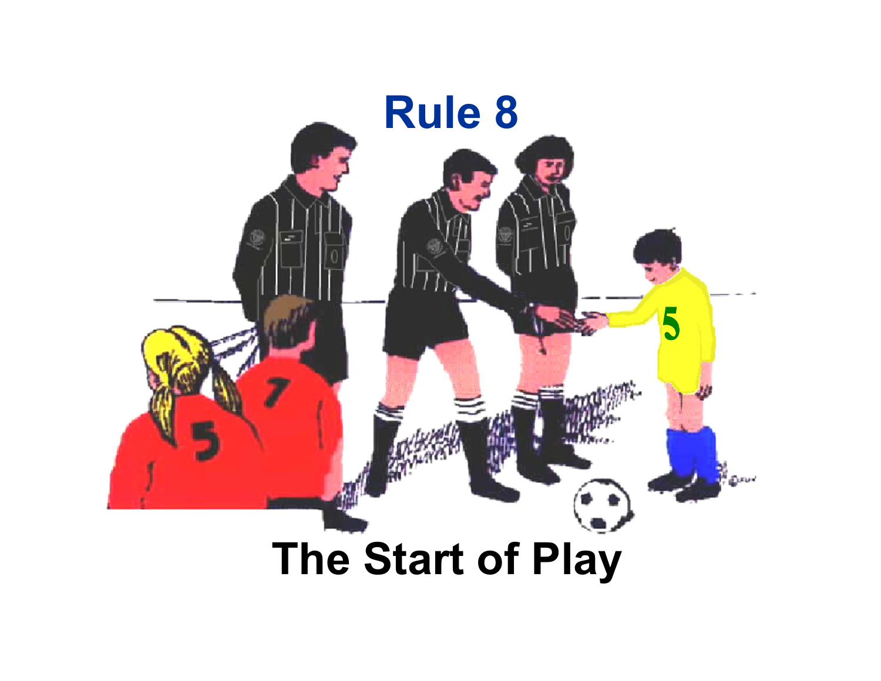# Rule 8

# The Start of Play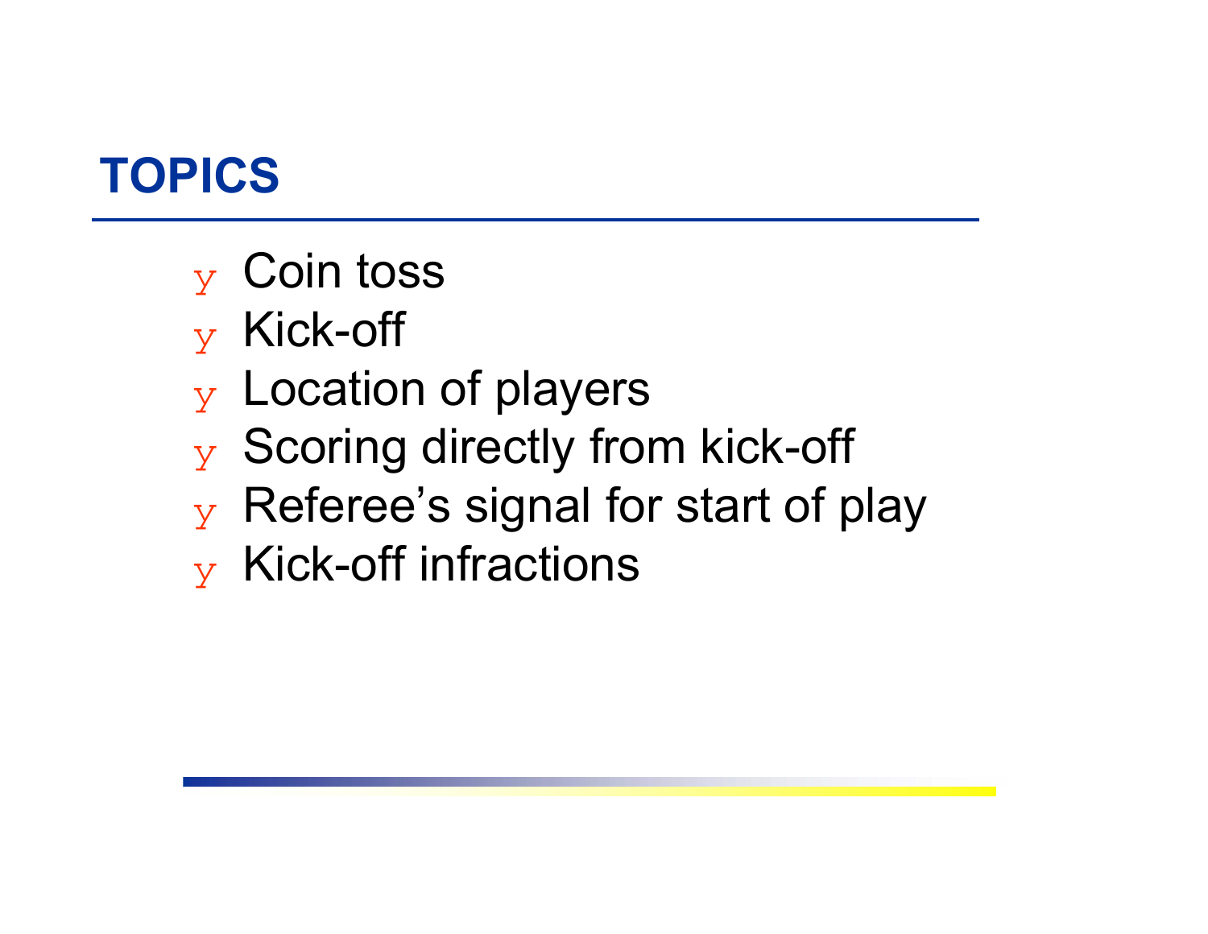## TOPICS

- Coin toss
- Kick-off
- Location of players
- Scoring directly from kick-off
- Referee’s signal for start of play
- Kick-off infractions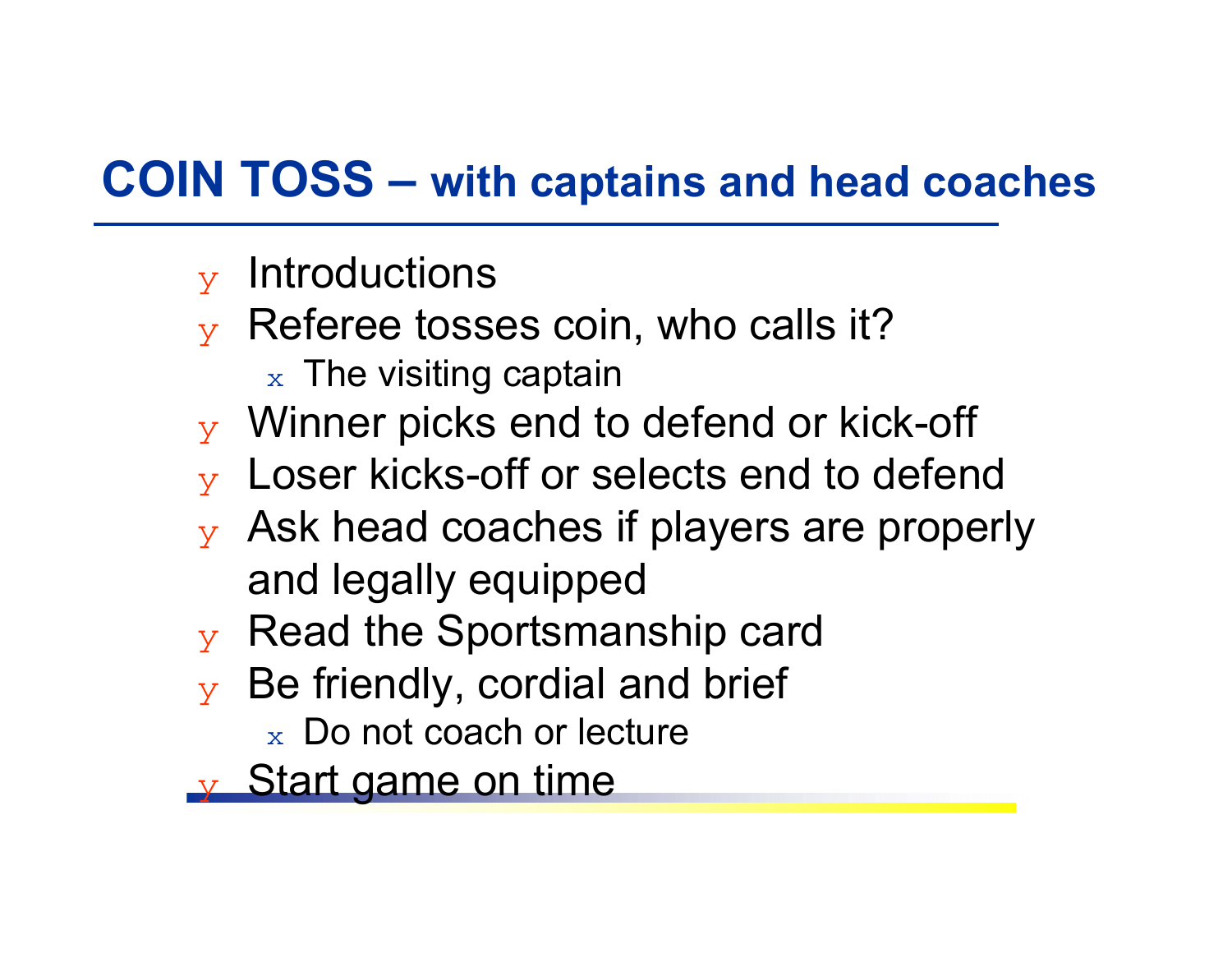# COIN TOSS – with captains and head coaches

- Introductions
- Referee tosses coin, who calls it?
  - The visiting captain
- Winner picks end to defend or kick-off
- Loser kicks-off or selects end to defend
- Ask head coaches if players are properly and legally equipped
- Read the Sportsmanship card
- Be friendly, cordial and brief
  - Do not coach or lecture
- Start game on time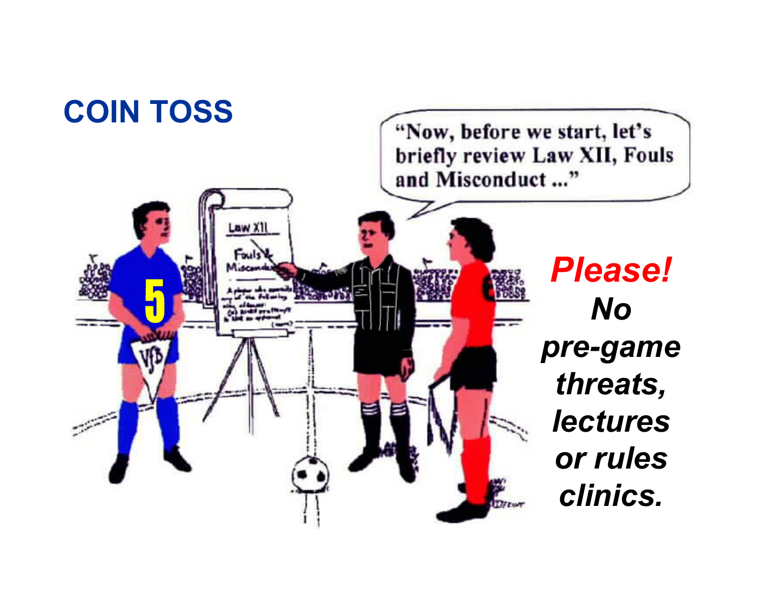# COIN TOSS

"Now, before we start, let's briefly review Law XII, Fouls and Misconduct ..."

***Please!* No pre-game threats, lectures or rules clinics.**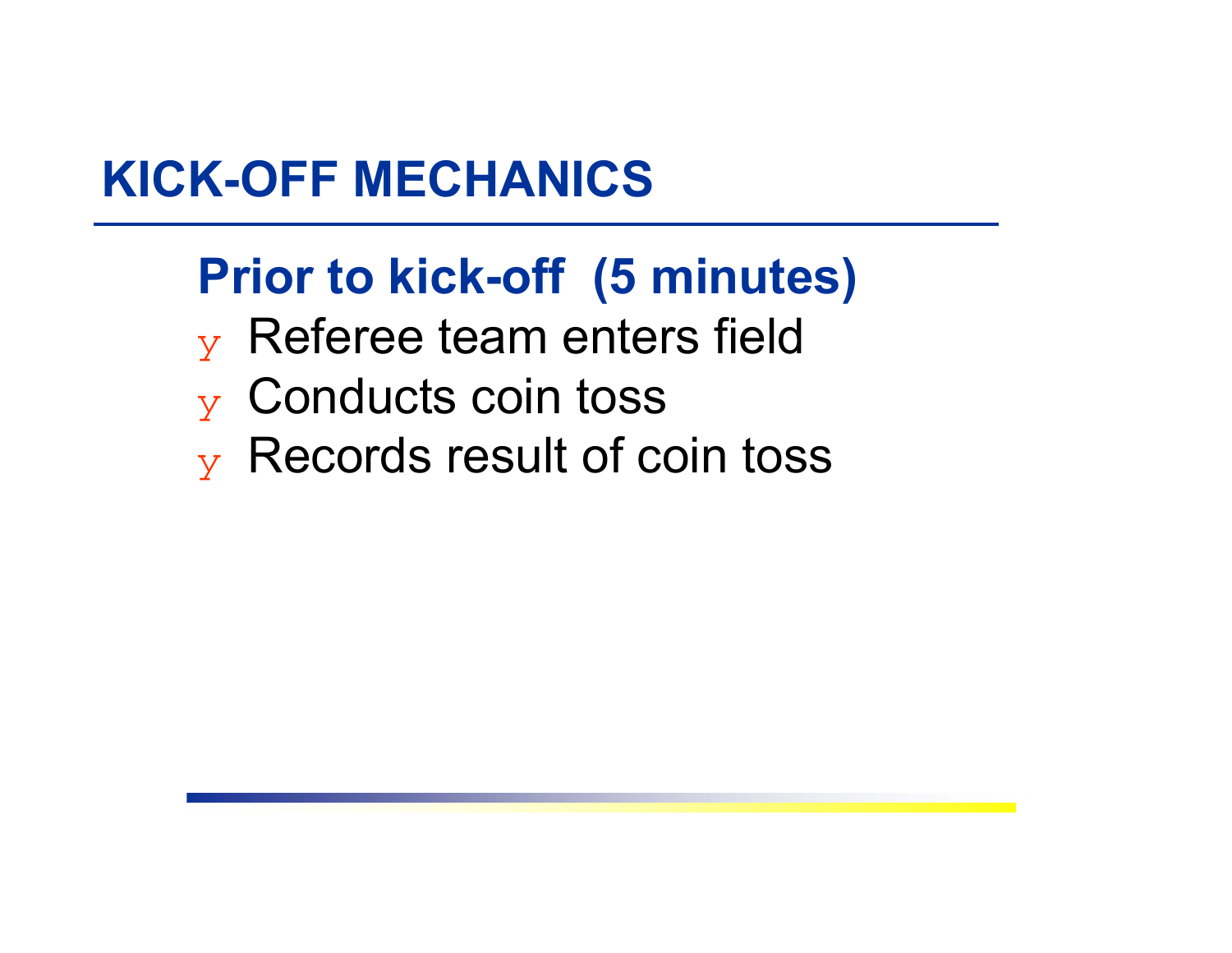# KICK-OFF MECHANICS

## Prior to kick-off (5 minutes)

- Referee team enters field
- Conducts coin toss
- Records result of coin toss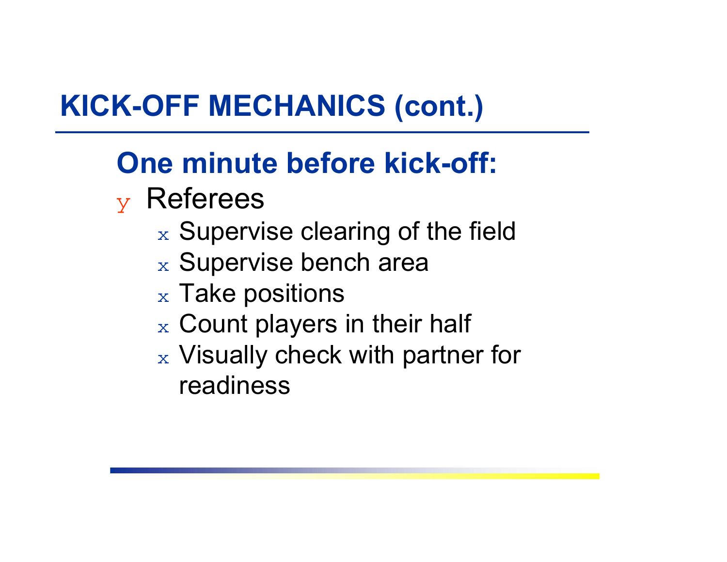# KICK-OFF MECHANICS (cont.)

## One minute before kick-off:

- Referees
  - Supervise clearing of the field
  - Supervise bench area
  - Take positions
  - Count players in their half
  - Visually check with partner for readiness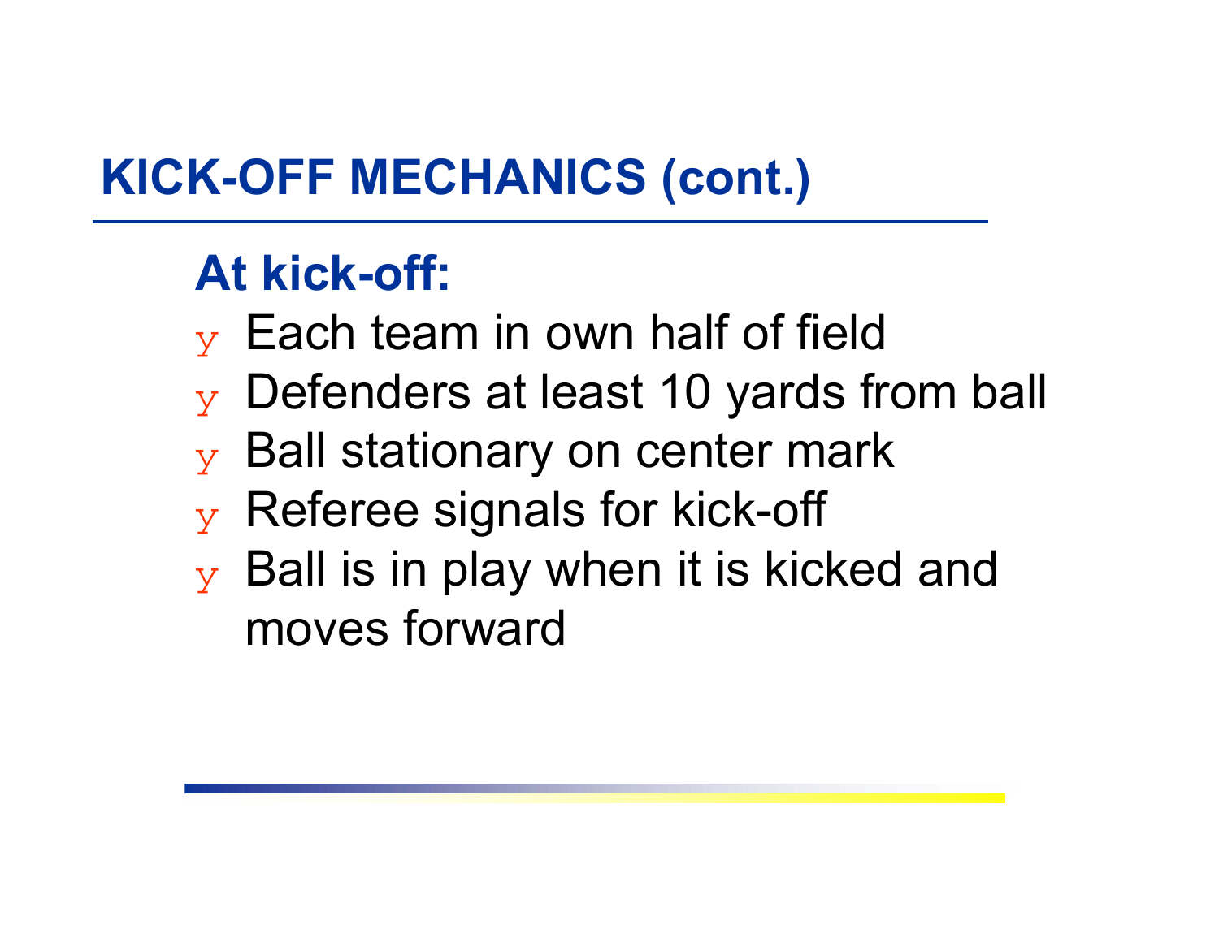# KICK-OFF MECHANICS (cont.)

## At kick-off:

- Each team in own half of field
- Defenders at least 10 yards from ball
- Ball stationary on center mark
- Referee signals for kick-off
- Ball is in play when it is kicked and moves forward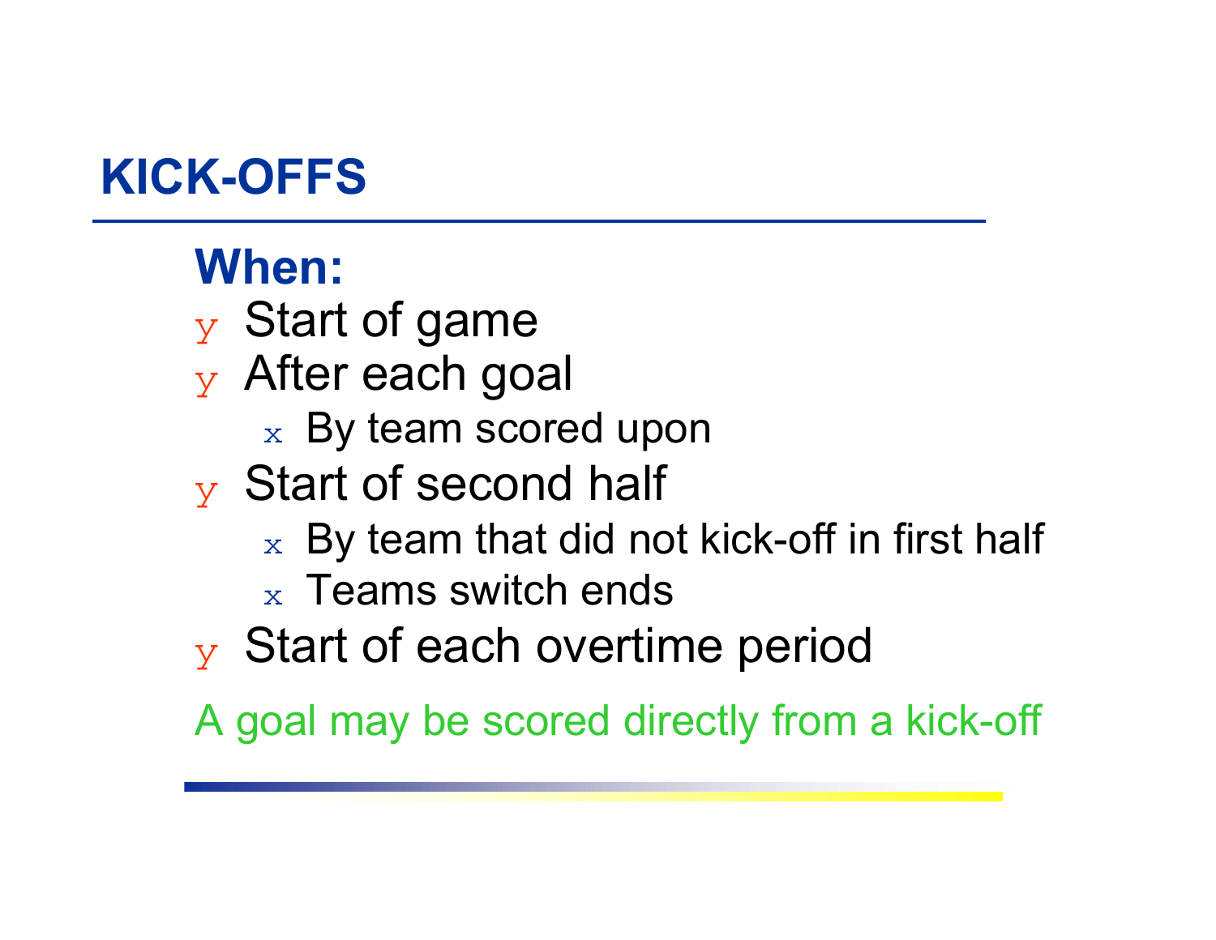# KICK-OFFS

## When:

- Start of game
- After each goal
  - By team scored upon
- Start of second half
  - By team that did not kick-off in first half
  - Teams switch ends
- Start of each overtime period

A goal may be scored directly from a kick-off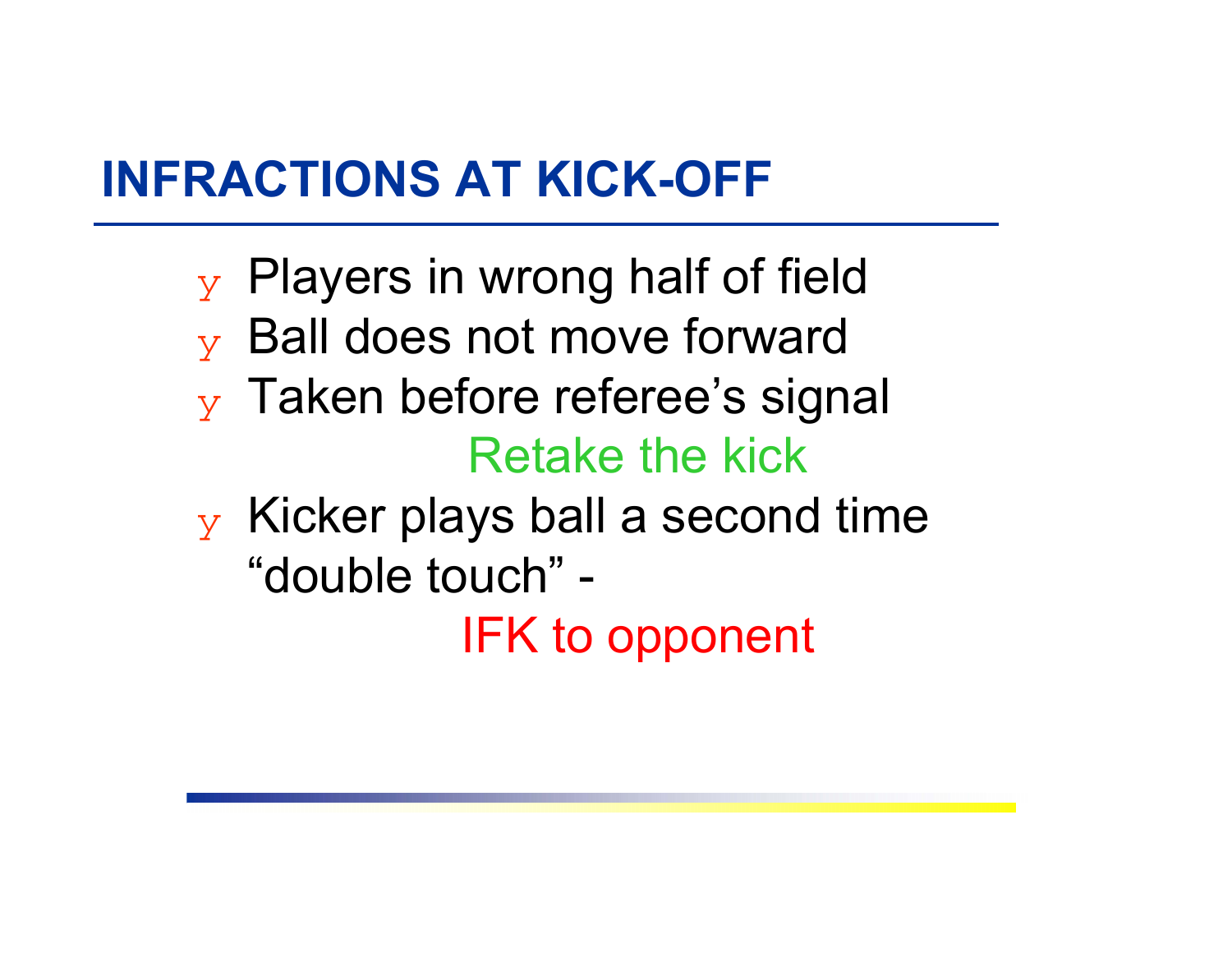# INFRACTIONS AT KICK-OFF

- Players in wrong half of field
- Ball does not move forward
- Taken before referee's signal

  Retake the kick

- Kicker plays ball a second time "double touch" -

  IFK to opponent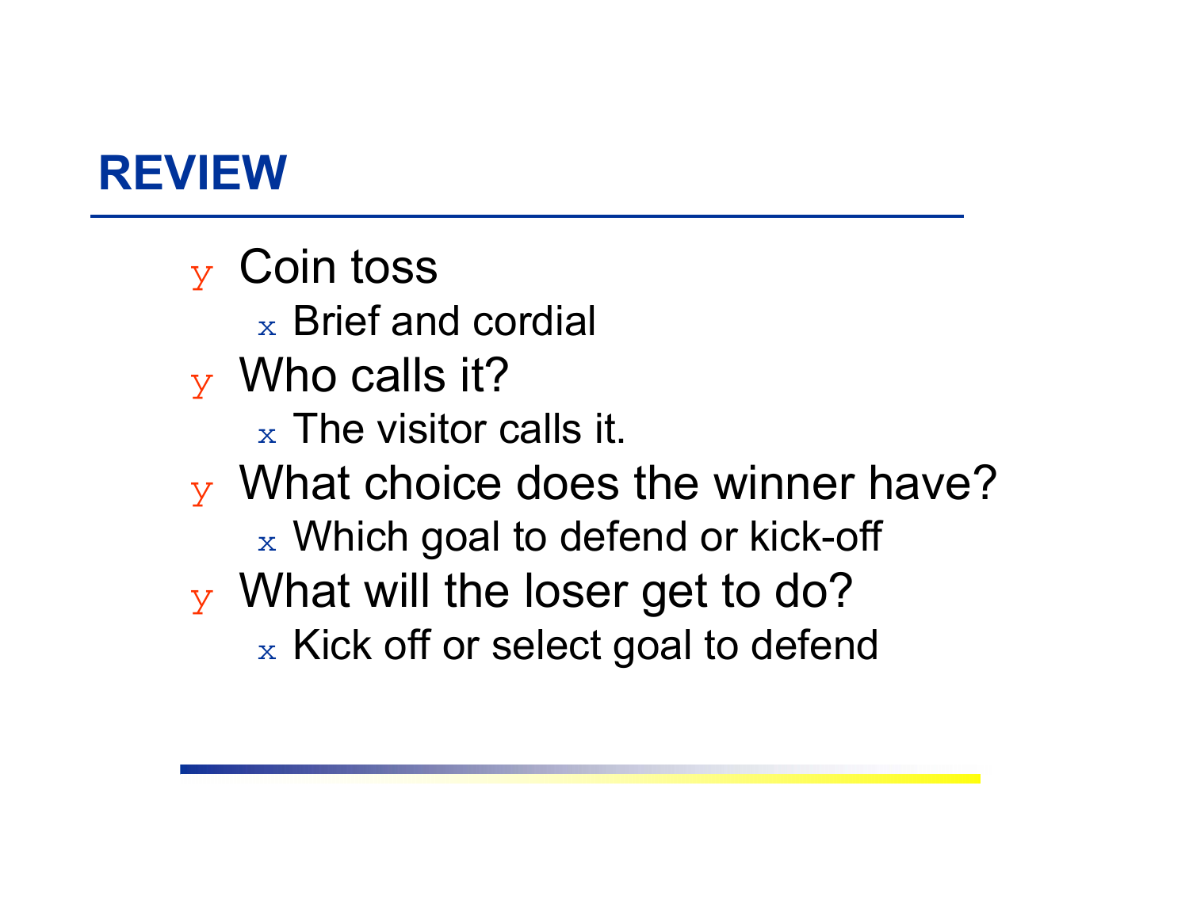# REVIEW

- Coin toss
  - Brief and cordial
- Who calls it?
  - The visitor calls it.
- What choice does the winner have?
  - Which goal to defend or kick-off
- What will the loser get to do?
  - Kick off or select goal to defend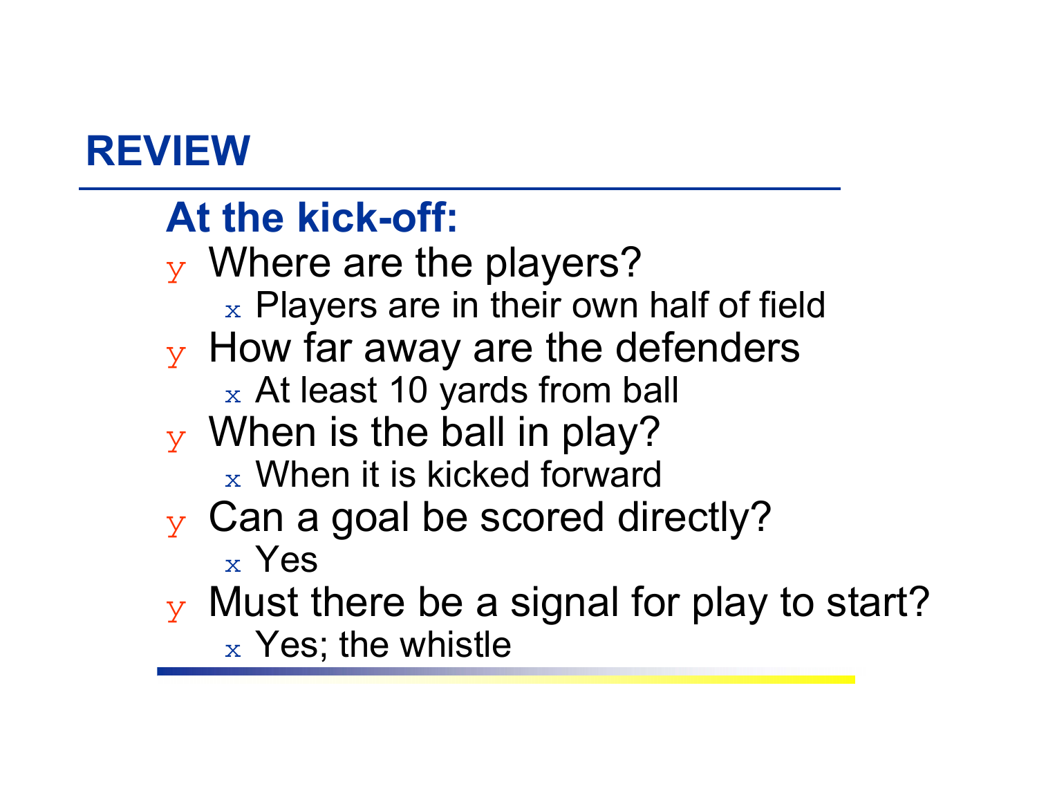# REVIEW

## At the kick-off:

- Where are the players?
  - Players are in their own half of field
- How far away are the defenders
  - At least 10 yards from ball
- When is the ball in play?
  - When it is kicked forward
- Can a goal be scored directly?
  - Yes
- Must there be a signal for play to start?
  - Yes; the whistle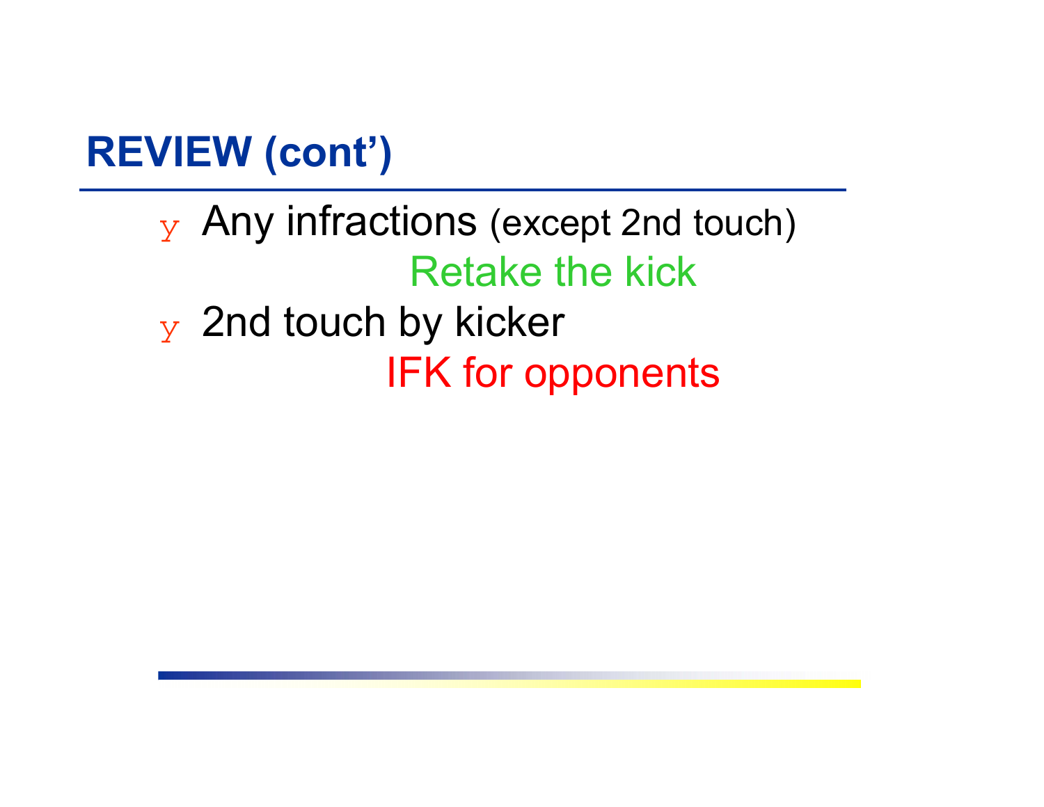## REVIEW (cont')

- Any infractions (except 2nd touch)

  Retake the kick

- 2nd touch by kicker

  IFK for opponents